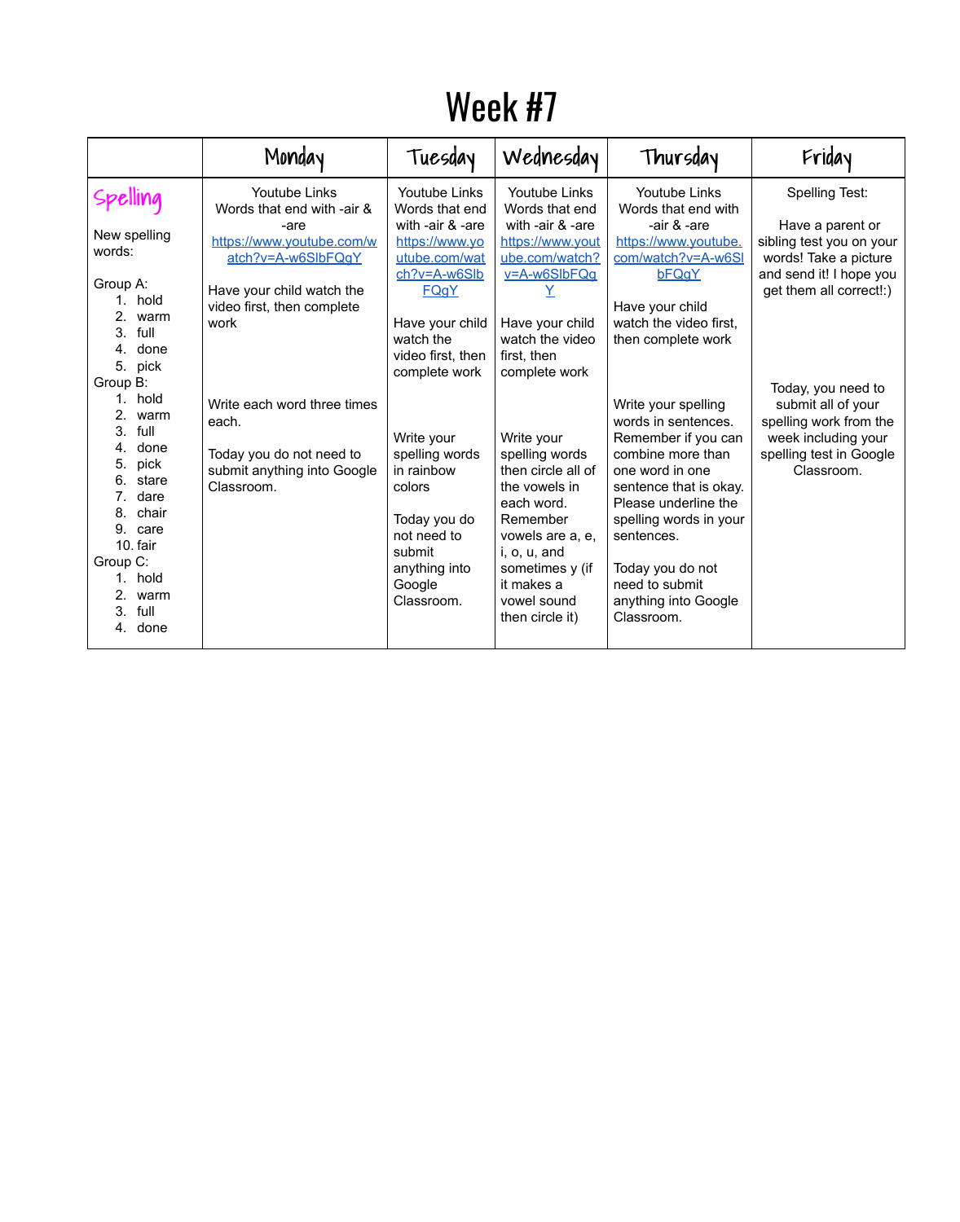# Week #7

| | Monday | Tuesday | Wednesday | Thursday | Friday |
|---|---|---|---|---|---|
| **Spelling**<br><br>New spelling words:<br><br>Group A:<br>1. hold<br>2. warm<br>3. full<br>4. done<br>5. pick<br>Group B:<br>1. hold<br>2. warm<br>3. full<br>4. done<br>5. pick<br>6. stare<br>7. dare<br>8. chair<br>9. care<br>10. fair<br>Group C:<br>1. hold<br>2. warm<br>3. full<br>4. done | Youtube Links<br>Words that end with -air & -are<br>https://www.youtube.com/watch?v=A-w6SlbFQgY<br><br>Have your child watch the video first, then complete work<br><br>Write each word three times each.<br><br>Today you do not need to submit anything into Google Classroom. | Youtube Links<br>Words that end with -air & -are<br>https://www.youtube.com/watch?v=A-w6SlbFQgY<br><br>Have your child watch the video first, then complete work<br><br>Write your spelling words in rainbow colors<br><br>Today you do not need to submit anything into Google Classroom. | Youtube Links<br>Words that end with -air & -are<br>https://www.youtube.com/watch?v=A-w6SlbFQgY<br><br>Have your child watch the video first, then complete work<br><br>Write your spelling words then circle all of the vowels in each word. Remember vowels are a, e, i, o, u, and sometimes y (if it makes a vowel sound then circle it) | Youtube Links<br>Words that end with -air & -are<br>https://www.youtube.com/watch?v=A-w6SlbFQgY<br><br>Have your child watch the video first, then complete work<br><br>Write your spelling words in sentences. Remember if you can combine more than one word in one sentence that is okay. Please underline the spelling words in your sentences.<br><br>Today you do not need to submit anything into Google Classroom. | Spelling Test:<br><br>Have a parent or sibling test you on your words! Take a picture and send it! I hope you get them all correct!:)<br><br>Today, you need to submit all of your spelling work from the week including your spelling test in Google Classroom. |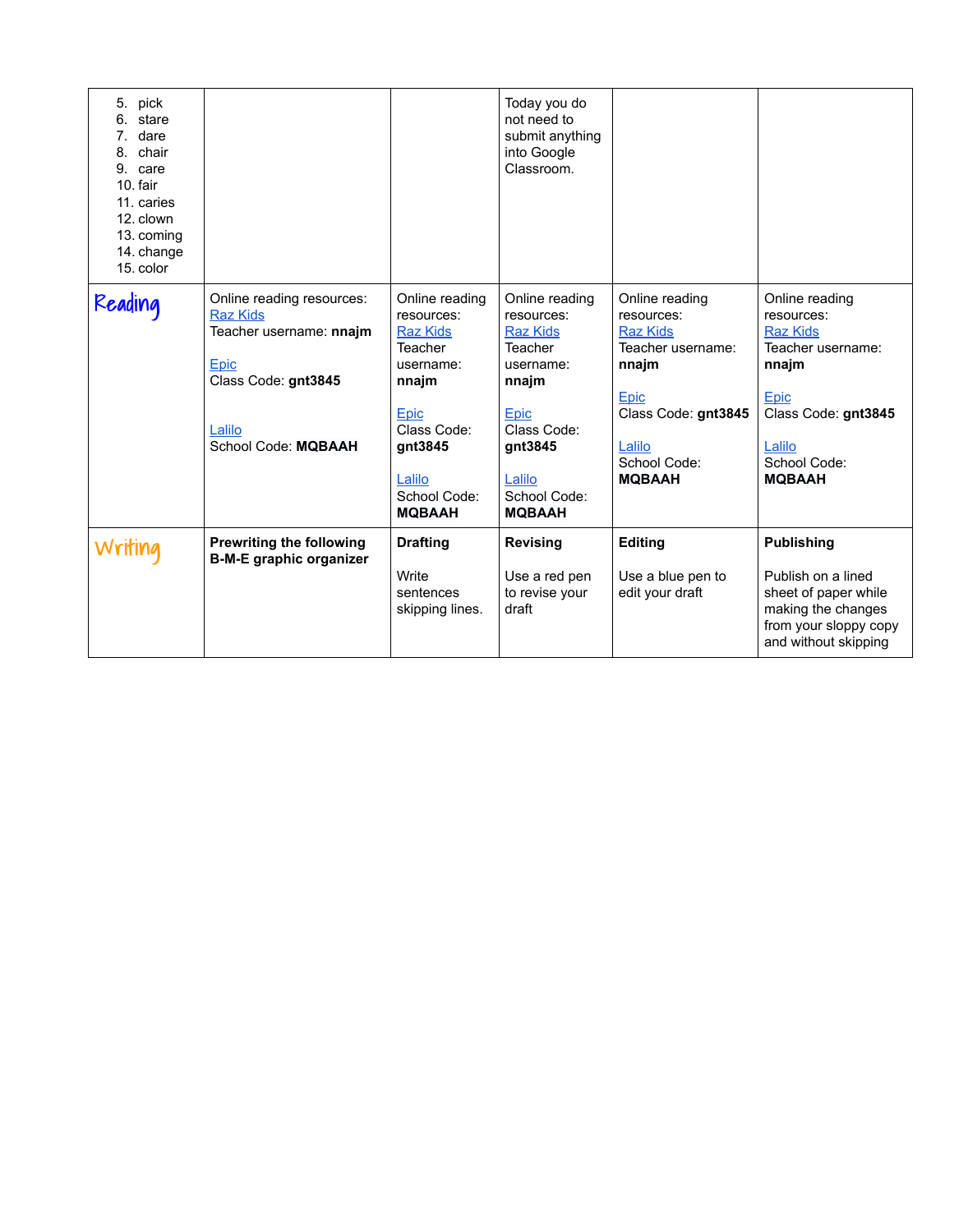| | | | | | |
|---|---|---|---|---|---|
| 5. pick<br>6. stare<br>7. dare<br>8. chair<br>9. care<br>10. fair<br>11. caries<br>12. clown<br>13. coming<br>14. change<br>15. color | | | Today you do not need to submit anything into Google Classroom. | | |
| Reading | Online reading resources:<br>Raz Kids<br>Teacher username: **nnajm**<br><br>Epic<br>Class Code: **gnt3845**<br><br>Lalilo<br>School Code: **MQBAAH** | Online reading resources:<br>Raz Kids<br>Teacher username: **nnajm**<br><br>Epic<br>Class Code: **gnt3845**<br><br>Lalilo<br>School Code: **MQBAAH** | Online reading resources:<br>Raz Kids<br>Teacher username: **nnajm**<br><br>Epic<br>Class Code: **gnt3845**<br><br>Lalilo<br>School Code: **MQBAAH** | Online reading resources:<br>Raz Kids<br>Teacher username: **nnajm**<br><br>Epic<br>Class Code: **gnt3845**<br><br>Lalilo<br>School Code: **MQBAAH** | Online reading resources:<br>Raz Kids<br>Teacher username: **nnajm**<br><br>Epic<br>Class Code: **gnt3845**<br><br>Lalilo<br>School Code: **MQBAAH** |
| Writing | **Prewriting the following B-M-E graphic organizer** | **Drafting**<br><br>Write sentences skipping lines. | **Revising**<br><br>Use a red pen to revise your draft | **Editing**<br><br>Use a blue pen to edit your draft | **Publishing**<br><br>Publish on a lined sheet of paper while making the changes from your sloppy copy and without skipping |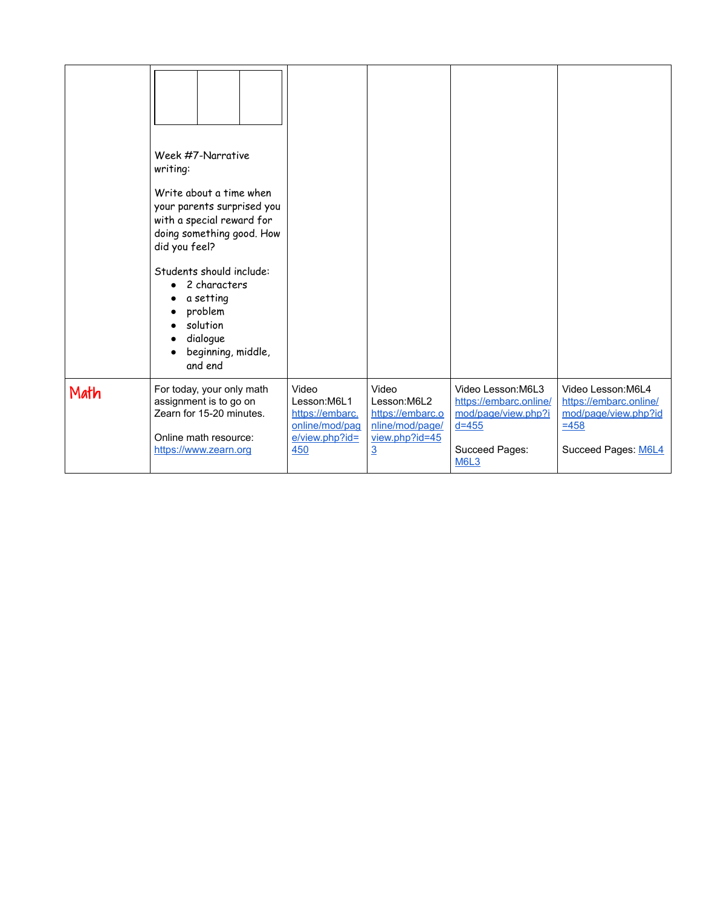| | | | | | |
|---|---|---|---|---|---|
| | Week #7-Narrative writing:<br><br>Write about a time when your parents surprised you with a special reward for doing something good. How did you feel?<br><br>Students should include:<br>• 2 characters<br>• a setting<br>• problem<br>• solution<br>• dialogue<br>• beginning, middle, and end | | | | |
| Math | For today, your only math assignment is to go on Zearn for 15-20 minutes.<br><br>Online math resource: https://www.zearn.org | Video Lesson:M6L1 https://embarc.online/mod/page/view.php?id=450 | Video Lesson:M6L2 https://embarc.online/mod/page/view.php?id=453 | Video Lesson:M6L3 https://embarc.online/mod/page/view.php?id=455<br><br>Succeed Pages: M6L3 | Video Lesson:M6L4 https://embarc.online/mod/page/view.php?id=458<br><br>Succeed Pages: M6L4 |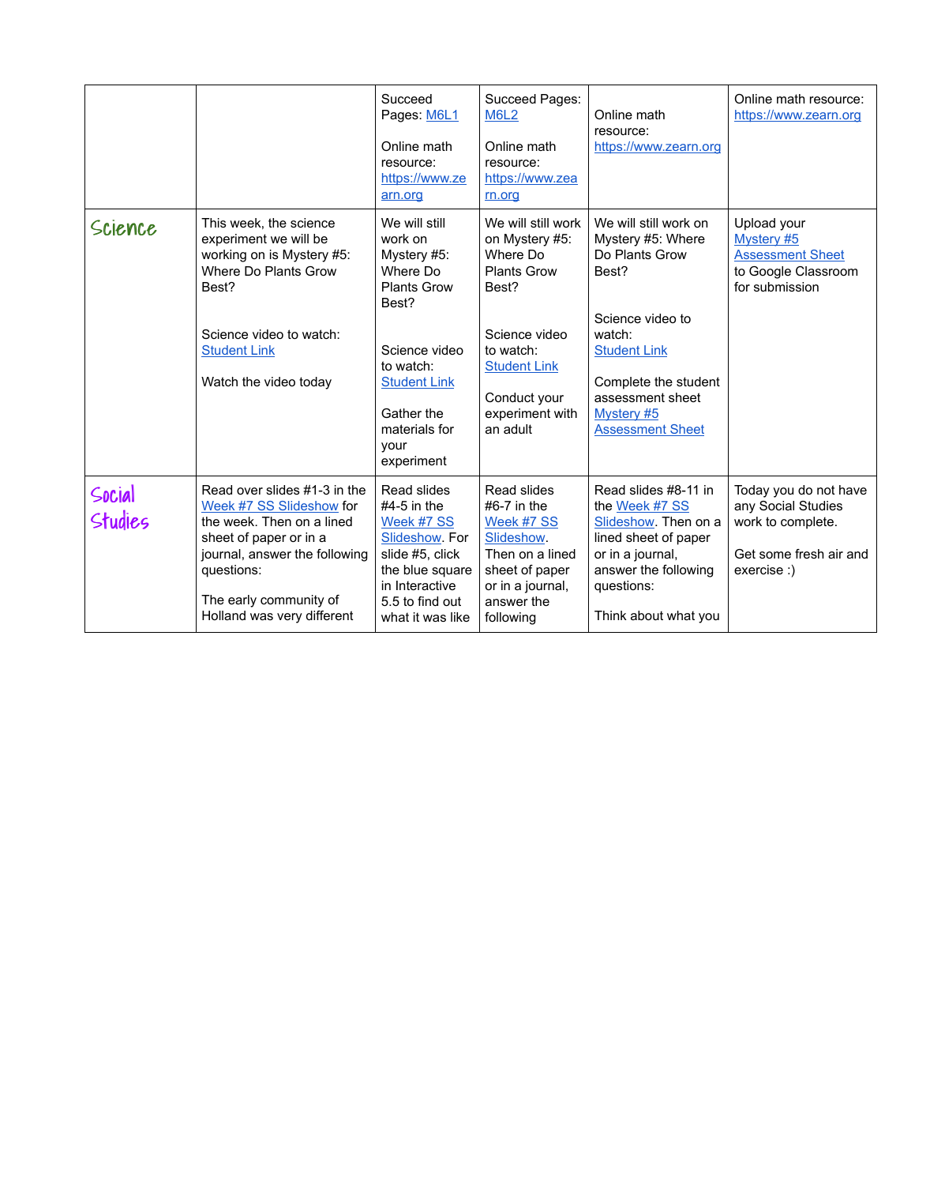| | | | | | |
|---|---|---|---|---|---|
| | | Succeed Pages: M6L1<br><br>Online math resource: https://www.zearn.org | Succeed Pages: M6L2<br><br>Online math resource: https://www.zearn.org | Online math resource: https://www.zearn.org | Online math resource: https://www.zearn.org |
| Science | This week, the science experiment we will be working on is Mystery #5: Where Do Plants Grow Best?<br><br>Science video to watch: Student Link<br><br>Watch the video today | We will still work on Mystery #5: Where Do Plants Grow Best?<br><br>Science video to watch: Student Link<br><br>Gather the materials for your experiment | We will still work on Mystery #5: Where Do Plants Grow Best?<br><br>Science video to watch: Student Link<br><br>Conduct your experiment with an adult | We will still work on Mystery #5: Where Do Plants Grow Best?<br><br>Science video to watch: Student Link<br><br>Complete the student assessment sheet Mystery #5 Assessment Sheet | Upload your Mystery #5 Assessment Sheet to Google Classroom for submission |
| Social Studies | Read over slides #1-3 in the Week #7 SS Slideshow for the week. Then on a lined sheet of paper or in a journal, answer the following questions:<br><br>The early community of Holland was very different | Read slides #4-5 in the Week #7 SS Slideshow. For slide #5, click the blue square in Interactive 5.5 to find out what it was like | Read slides #6-7 in the Week #7 SS Slideshow. Then on a lined sheet of paper or in a journal, answer the following | Read slides #8-11 in the Week #7 SS Slideshow. Then on a lined sheet of paper or in a journal, answer the following questions:<br><br>Think about what you | Today you do not have any Social Studies work to complete.<br><br>Get some fresh air and exercise :) |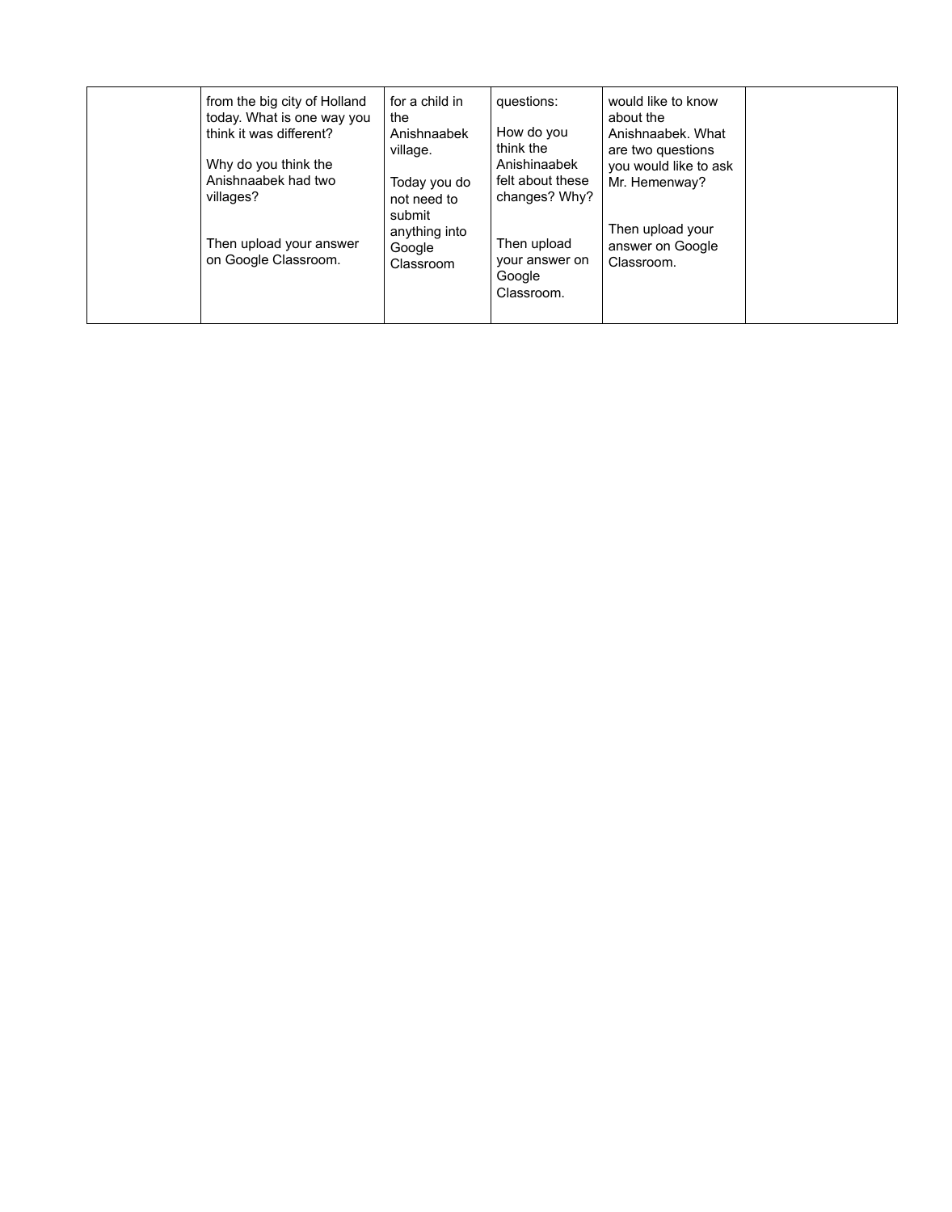| | | | | | |
|---|---|---|---|---|---|
| | from the big city of Holland today. What is one way you think it was different?<br><br>Why do you think the Anishnaabek had two villages?<br><br>Then upload your answer on Google Classroom. | for a child in the Anishnaabek village.<br><br>Today you do not need to submit anything into Google Classroom | questions:<br><br>How do you think the Anishinaabek felt about these changes? Why?<br><br>Then upload your answer on Google Classroom. | would like to know about the Anishnaabek. What are two questions you would like to ask Mr. Hemenway?<br><br>Then upload your answer on Google Classroom. | |